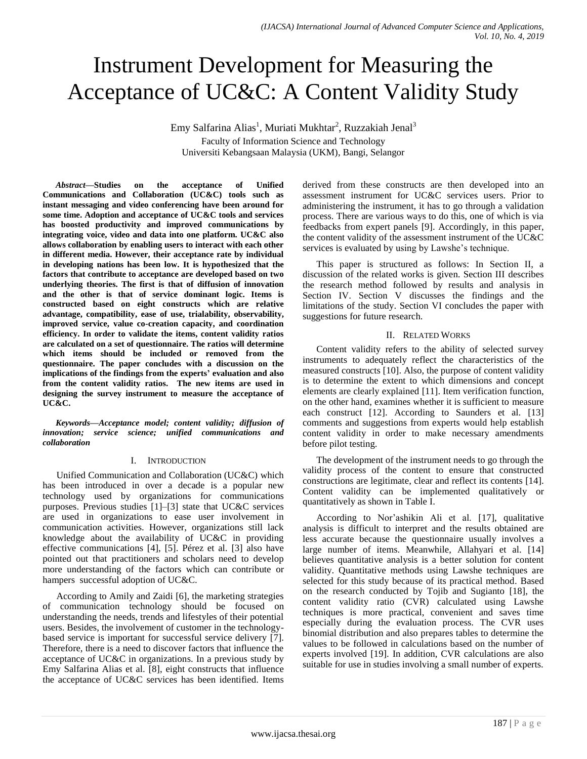# Instrument Development for Measuring the Acceptance of UC&C: A Content Validity Study

Emy Salfarina Alias[1], Muriati Mukhtar[2], Ruzzakiah Jenal[3]

Faculty of Information Science and Technology
Universiti Kebangsaan Malaysia (UKM), Bangi, Selangor

***Abstract*—Studies on the acceptance of Unified Communications and Collaboration (UC&C) tools such as instant messaging and video conferencing have been around for some time. Adoption and acceptance of UC&C tools and services has boosted productivity and improved communications by integrating voice, video and data into one platform. UC&C also allows collaboration by enabling users to interact with each other in different media. However, their acceptance rate by individual in developing nations has been low. It is hypothesized that the factors that contribute to acceptance are developed based on two underlying theories. The first is that of diffusion of innovation and the other is that of service dominant logic. Items is constructed based on eight constructs which are relative advantage, compatibility, ease of use, trialability, observability, improved service, value co-creation capacity, and coordination efficiency. In order to validate the items, content validity ratios are calculated on a set of questionnaire. The ratios will determine which items should be included or removed from the questionnaire. The paper concludes with a discussion on the implications of the findings from the experts' evaluation and also from the content validity ratios. The new items are used in designing the survey instrument to measure the acceptance of UC&C.**

***Keywords*—*Acceptance model; content validity; diffusion of innovation; service science; unified communications and collaboration***

## I. Introduction

Unified Communication and Collaboration (UC&C) which has been introduced in over a decade is a popular new technology used by organizations for communications purposes. Previous studies [1]–[3] state that UC&C services are used in organizations to ease user involvement in communication activities. However, organizations still lack knowledge about the availability of UC&C in providing effective communications [4], [5]. Pérez et al. [3] also have pointed out that practitioners and scholars need to develop more understanding of the factors which can contribute or hampers successful adoption of UC&C.

According to Amily and Zaidi [6], the marketing strategies of communication technology should be focused on understanding the needs, trends and lifestyles of their potential users. Besides, the involvement of customer in the technology-based service is important for successful service delivery [7]. Therefore, there is a need to discover factors that influence the acceptance of UC&C in organizations. In a previous study by Emy Salfarina Alias et al. [8], eight constructs that influence the acceptance of UC&C services has been identified. Items derived from these constructs are then developed into an assessment instrument for UC&C services users. Prior to administering the instrument, it has to go through a validation process. There are various ways to do this, one of which is via feedbacks from expert panels [9]. Accordingly, in this paper, the content validity of the assessment instrument of the UC&C services is evaluated by using by Lawshe's technique.

This paper is structured as follows: In Section II, a discussion of the related works is given. Section III describes the research method followed by results and analysis in Section IV. Section V discusses the findings and the limitations of the study. Section VI concludes the paper with suggestions for future research.

## II. Related Works

Content validity refers to the ability of selected survey instruments to adequately reflect the characteristics of the measured constructs [10]. Also, the purpose of content validity is to determine the extent to which dimensions and concept elements are clearly explained [11]. Item verification function, on the other hand, examines whether it is sufficient to measure each construct [12]. According to Saunders et al. [13] comments and suggestions from experts would help establish content validity in order to make necessary amendments before pilot testing.

The development of the instrument needs to go through the validity process of the content to ensure that constructed constructions are legitimate, clear and reflect its contents [14]. Content validity can be implemented qualitatively or quantitatively as shown in Table I.

According to Nor'ashikin Ali et al. [17], qualitative analysis is difficult to interpret and the results obtained are less accurate because the questionnaire usually involves a large number of items. Meanwhile, Allahyari et al. [14] believes quantitative analysis is a better solution for content validity. Quantitative methods using Lawshe techniques are selected for this study because of its practical method. Based on the research conducted by Tojib and Sugianto [18], the content validity ratio (CVR) calculated using Lawshe techniques is more practical, convenient and saves time especially during the evaluation process. The CVR uses binomial distribution and also prepares tables to determine the values to be followed in calculations based on the number of experts involved [19]. In addition, CVR calculations are also suitable for use in studies involving a small number of experts.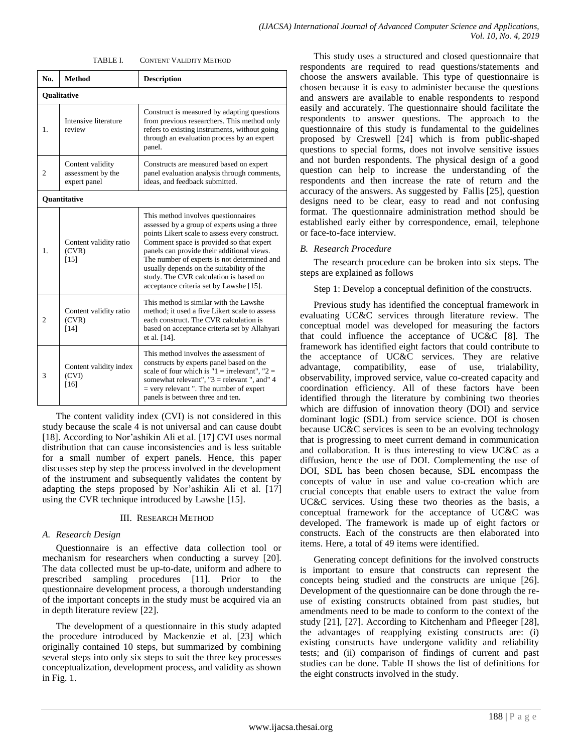TABLE I. CONTENT VALIDITY METHOD

| No. | Method | Description |
|---|---|---|
| **Qualitative** | | |
| 1. | Intensive literature review | Construct is measured by adapting questions from previous researchers. This method only refers to existing instruments, without going through an evaluation process by an expert panel. |
| 2 | Content validity assessment by the expert panel | Constructs are measured based on expert panel evaluation analysis through comments, ideas, and feedback submitted. |
| **Quantitative** | | |
| 1. | Content validity ratio (CVR) [15] | This method involves questionnaires assessed by a group of experts using a three points Likert scale to assess every construct. Comment space is provided so that expert panels can provide their additional views. The number of experts is not determined and usually depends on the suitability of the study. The CVR calculation is based on acceptance criteria set by Lawshe [15]. |
| 2 | Content validity ratio (CVR) [14] | This method is similar with the Lawshe method; it used a five Likert scale to assess each construct. The CVR calculation is based on acceptance criteria set by Allahyari et al. [14]. |
| 3 | Content validity index (CVI) [16] | This method involves the assessment of constructs by experts panel based on the scale of four which is "1 = irrelevant", "2 = somewhat relevant", "3 = relevant ", and" 4 = very relevant ". The number of expert panels is between three and ten. |

The content validity index (CVI) is not considered in this study because the scale 4 is not universal and can cause doubt [18]. According to Nor'ashikin Ali et al. [17] CVI uses normal distribution that can cause inconsistencies and is less suitable for a small number of expert panels. Hence, this paper discusses step by step the process involved in the development of the instrument and subsequently validates the content by adapting the steps proposed by Nor'ashikin Ali et al. [17] using the CVR technique introduced by Lawshe [15].

## III. RESEARCH METHOD

### A. Research Design

Questionnaire is an effective data collection tool or mechanism for researchers when conducting a survey [20]. The data collected must be up-to-date, uniform and adhere to prescribed sampling procedures [11]. Prior to the questionnaire development process, a thorough understanding of the important concepts in the study must be acquired via an in depth literature review [22].

The development of a questionnaire in this study adapted the procedure introduced by Mackenzie et al. [23] which originally contained 10 steps, but summarized by combining several steps into only six steps to suit the three key processes conceptualization, development process, and validity as shown in Fig. 1.

This study uses a structured and closed questionnaire that respondents are required to read questions/statements and choose the answers available. This type of questionnaire is chosen because it is easy to administer because the questions and answers are available to enable respondents to respond easily and accurately. The questionnaire should facilitate the respondents to answer questions. The approach to the questionnaire of this study is fundamental to the guidelines proposed by Creswell [24] which is from public-shaped questions to special forms, does not involve sensitive issues and not burden respondents. The physical design of a good question can help to increase the understanding of the respondents and then increase the rate of return and the accuracy of the answers. As suggested by Fallis [25], question designs need to be clear, easy to read and not confusing format. The questionnaire administration method should be established early either by correspondence, email, telephone or face-to-face interview.

### B. Research Procedure

The research procedure can be broken into six steps. The steps are explained as follows

Step 1: Develop a conceptual definition of the constructs.

Previous study has identified the conceptual framework in evaluating UC&C services through literature review. The conceptual model was developed for measuring the factors that could influence the acceptance of UC&C [8]. The framework has identified eight factors that could contribute to the acceptance of UC&C services. They are relative advantage, compatibility, ease of use, trialability, observability, improved service, value co-created capacity and coordination efficiency. All of these factors have been identified through the literature by combining two theories which are diffusion of innovation theory (DOI) and service dominant logic (SDL) from service science. DOI is chosen because UC&C services is seen to be an evolving technology that is progressing to meet current demand in communication and collaboration. It is thus interesting to view UC&C as a diffusion, hence the use of DOI. Complementing the use of DOI, SDL has been chosen because, SDL encompass the concepts of value in use and value co-creation which are crucial concepts that enable users to extract the value from UC&C services. Using these two theories as the basis, a conceptual framework for the acceptance of UC&C was developed. The framework is made up of eight factors or constructs. Each of the constructs are then elaborated into items. Here, a total of 49 items were identified.

Generating concept definitions for the involved constructs is important to ensure that constructs can represent the concepts being studied and the constructs are unique [26]. Development of the questionnaire can be done through the re-use of existing constructs obtained from past studies, but amendments need to be made to conform to the context of the study [21], [27]. According to Kitchenham and Pfleeger [28], the advantages of reapplying existing constructs are: (i) existing constructs have undergone validity and reliability tests; and (ii) comparison of findings of current and past studies can be done. Table II shows the list of definitions for the eight constructs involved in the study.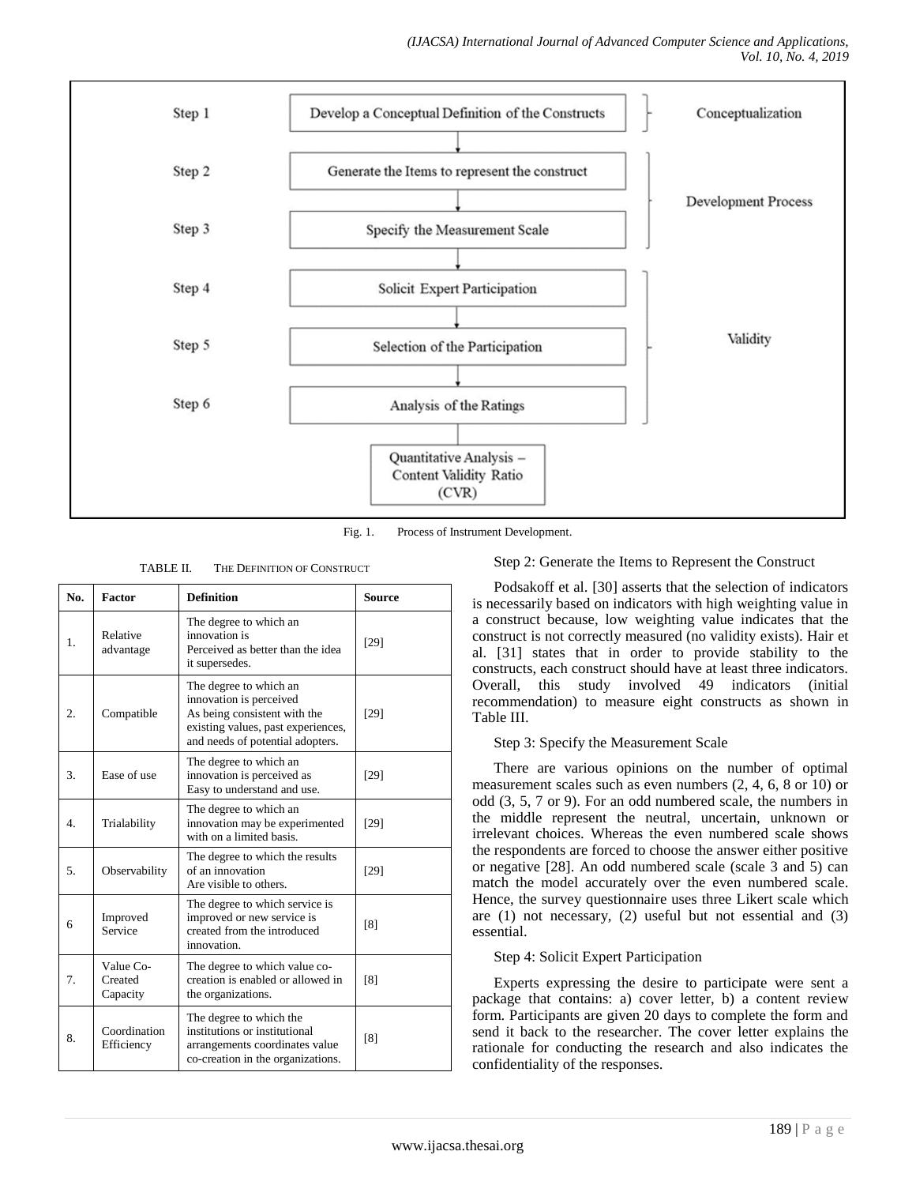Fig. 1. Process of Instrument Development.

TABLE II. THE DEFINITION OF CONSTRUCT

| No. | Factor | Definition | Source |
|---|---|---|---|
| 1. | Relative advantage | The degree to which an innovation is Perceived as better than the idea it supersedes. | [29] |
| 2. | Compatible | The degree to which an innovation is perceived As being consistent with the existing values, past experiences, and needs of potential adopters. | [29] |
| 3. | Ease of use | The degree to which an innovation is perceived as Easy to understand and use. | [29] |
| 4. | Trialability | The degree to which an innovation may be experimented with on a limited basis. | [29] |
| 5. | Observability | The degree to which the results of an innovation Are visible to others. | [29] |
| 6 | Improved Service | The degree to which service is improved or new service is created from the introduced innovation. | [8] |
| 7. | Value Co-Created Capacity | The degree to which value co-creation is enabled or allowed in the organizations. | [8] |
| 8. | Coordination Efficiency | The degree to which the institutions or institutional arrangements coordinates value co-creation in the organizations. | [8] |

Step 2: Generate the Items to Represent the Construct

Podsakoff et al. [30] asserts that the selection of indicators is necessarily based on indicators with high weighting value in a construct because, low weighting value indicates that the construct is not correctly measured (no validity exists). Hair et al. [31] states that in order to provide stability to the constructs, each construct should have at least three indicators. Overall, this study involved 49 indicators (initial recommendation) to measure eight constructs as shown in Table III.

Step 3: Specify the Measurement Scale

There are various opinions on the number of optimal measurement scales such as even numbers (2, 4, 6, 8 or 10) or odd (3, 5, 7 or 9). For an odd numbered scale, the numbers in the middle represent the neutral, uncertain, unknown or irrelevant choices. Whereas the even numbered scale shows the respondents are forced to choose the answer either positive or negative [28]. An odd numbered scale (scale 3 and 5) can match the model accurately over the even numbered scale. Hence, the survey questionnaire uses three Likert scale which are (1) not necessary, (2) useful but not essential and (3) essential.

Step 4: Solicit Expert Participation

Experts expressing the desire to participate were sent a package that contains: a) cover letter, b) a content review form. Participants are given 20 days to complete the form and send it back to the researcher. The cover letter explains the rationale for conducting the research and also indicates the confidentiality of the responses.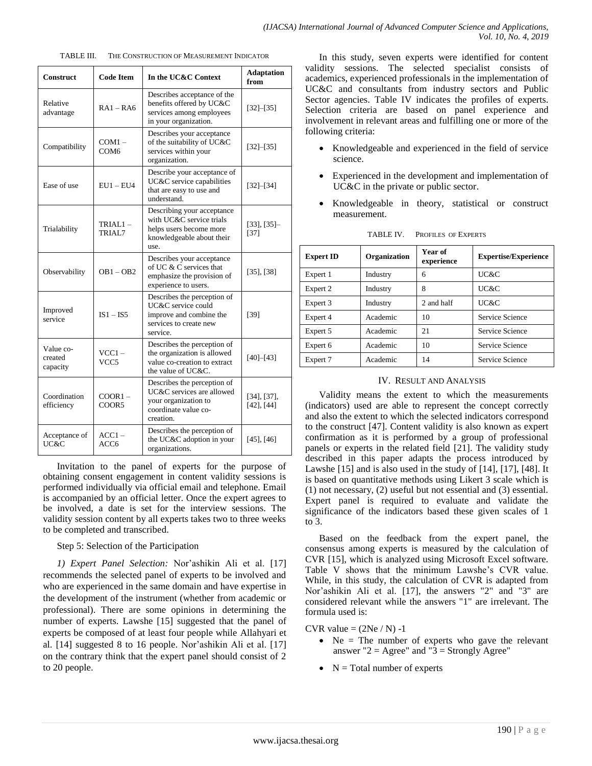TABLE III. THE CONSTRUCTION OF MEASUREMENT INDICATOR

| Construct | Code Item | In the UC&C Context | Adaptation from |
|---|---|---|---|
| Relative advantage | RA1 – RA6 | Describes acceptance of the benefits offered by UC&C services among employees in your organization. | [32]–[35] |
| Compatibility | COM1 – COM6 | Describes your acceptance of the suitability of UC&C services within your organization. | [32]–[35] |
| Ease of use | EU1 – EU4 | Describe your acceptance of UC&C service capabilities that are easy to use and understand. | [32]–[34] |
| Trialability | TRIAL1 – TRIAL7 | Describing your acceptance with UC&C service trials helps users become more knowledgeable about their use. | [33], [35]–[37] |
| Observability | OB1 – OB2 | Describes your acceptance of UC & C services that emphasize the provision of experience to users. | [35], [38] |
| Improved service | IS1 – IS5 | Describes the perception of UC&C service could improve and combine the services to create new service. | [39] |
| Value co-created capacity | VCC1 – VCC5 | Describes the perception of the organization is allowed value co-creation to extract the value of UC&C. | [40]–[43] |
| Coordination efficiency | COOR1 – COOR5 | Describes the perception of UC&C services are allowed your organization to coordinate value co-creation. | [34], [37], [42], [44] |
| Acceptance of UC&C | ACC1 – ACC6 | Describes the perception of the UC&C adoption in your organizations. | [45], [46] |

Invitation to the panel of experts for the purpose of obtaining consent engagement in content validity sessions is performed individually via official email and telephone. Email is accompanied by an official letter. Once the expert agrees to be involved, a date is set for the interview sessions. The validity session content by all experts takes two to three weeks to be completed and transcribed.

Step 5: Selection of the Participation

*1) Expert Panel Selection:* Nor'ashikin Ali et al. [17] recommends the selected panel of experts to be involved and who are experienced in the same domain and have expertise in the development of the instrument (whether from academic or professional). There are some opinions in determining the number of experts. Lawshe [15] suggested that the panel of experts be composed of at least four people while Allahyari et al. [14] suggested 8 to 16 people. Nor'ashikin Ali et al. [17] on the contrary think that the expert panel should consist of 2 to 20 people.

In this study, seven experts were identified for content validity sessions. The selected specialist consists of academics, experienced professionals in the implementation of UC&C and consultants from industry sectors and Public Sector agencies. Table IV indicates the profiles of experts. Selection criteria are based on panel experience and involvement in relevant areas and fulfilling one or more of the following criteria:

- Knowledgeable and experienced in the field of service science.
- Experienced in the development and implementation of UC&C in the private or public sector.
- Knowledgeable in theory, statistical or construct measurement.

TABLE IV. PROFILES OF EXPERTS

| Expert ID | Organization | Year of experience | Expertise/Experience |
|---|---|---|---|
| Expert 1 | Industry | 6 | UC&C |
| Expert 2 | Industry | 8 | UC&C |
| Expert 3 | Industry | 2 and half | UC&C |
| Expert 4 | Academic | 10 | Service Science |
| Expert 5 | Academic | 21 | Service Science |
| Expert 6 | Academic | 10 | Service Science |
| Expert 7 | Academic | 14 | Service Science |

## IV. RESULT AND ANALYSIS

Validity means the extent to which the measurements (indicators) used are able to represent the concept correctly and also the extent to which the selected indicators correspond to the construct [47]. Content validity is also known as expert confirmation as it is performed by a group of professional panels or experts in the related field [21]. The validity study described in this paper adapts the process introduced by Lawshe [15] and is also used in the study of [14], [17], [48]. It is based on quantitative methods using Likert 3 scale which is (1) not necessary, (2) useful but not essential and (3) essential. Expert panel is required to evaluate and validate the significance of the indicators based these given scales of 1 to 3.

Based on the feedback from the expert panel, the consensus among experts is measured by the calculation of CVR [15], which is analyzed using Microsoft Excel software. Table V shows that the minimum Lawshe's CVR value. While, in this study, the calculation of CVR is adapted from Nor'ashikin Ali et al. [17], the answers "2" and "3" are considered relevant while the answers "1" are irrelevant. The formula used is:

CVR value = $(2Ne / N) - 1$

- $Ne$ = The number of experts who gave the relevant answer "2 = Agree" and "3 = Strongly Agree"
- $N$ = Total number of experts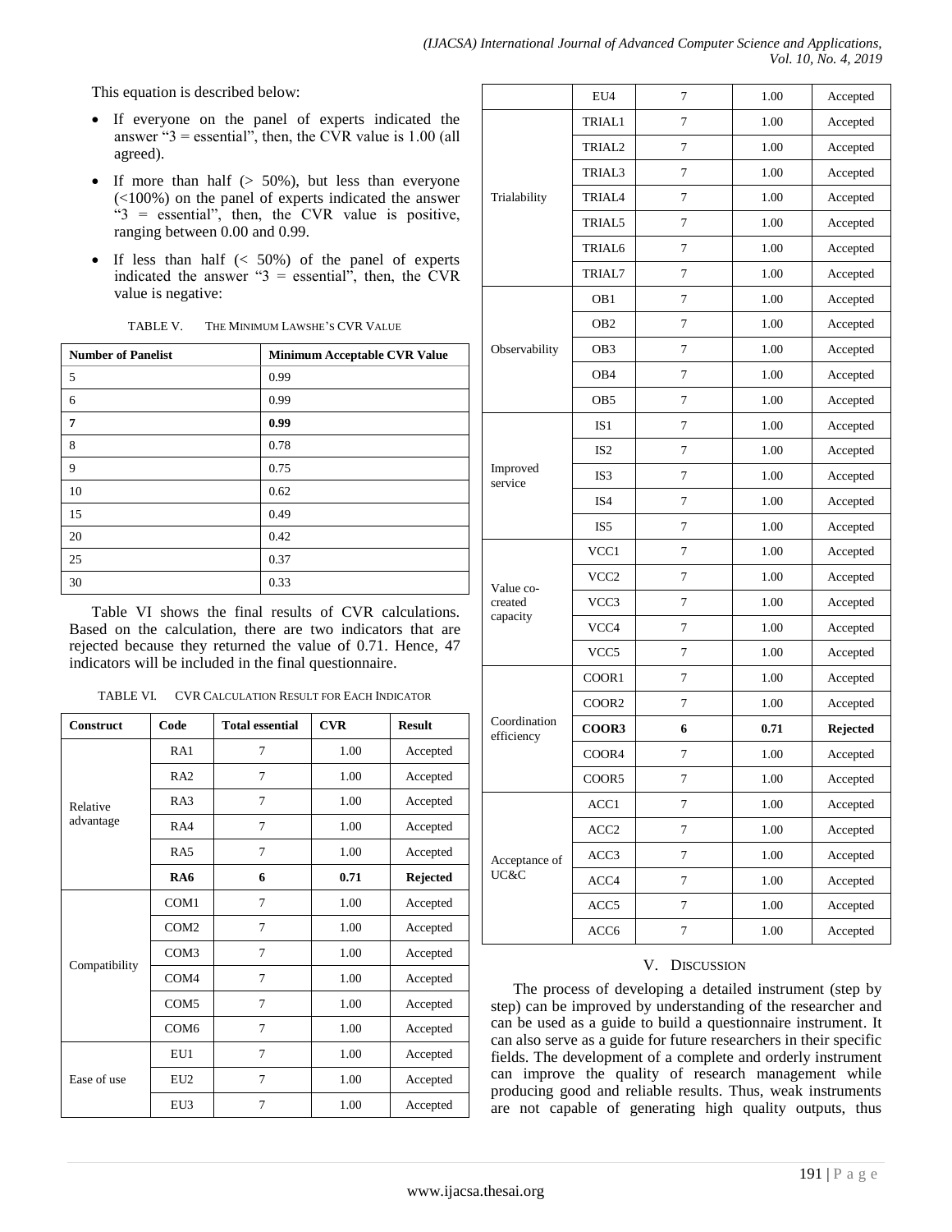This equation is described below:

- If everyone on the panel of experts indicated the answer "3 = essential", then, the CVR value is 1.00 (all agreed).
- If more than half (> 50%), but less than everyone (<100%) on the panel of experts indicated the answer "3 = essential", then, the CVR value is positive, ranging between 0.00 and 0.99.
- If less than half (< 50%) of the panel of experts indicated the answer "3 = essential", then, the CVR value is negative:

TABLE V. THE MINIMUM LAWSHE'S CVR VALUE

| Number of Panelist | Minimum Acceptable CVR Value |
|---|---|
| 5 | 0.99 |
| 6 | 0.99 |
| **7** | **0.99** |
| 8 | 0.78 |
| 9 | 0.75 |
| 10 | 0.62 |
| 15 | 0.49 |
| 20 | 0.42 |
| 25 | 0.37 |
| 30 | 0.33 |

Table VI shows the final results of CVR calculations. Based on the calculation, there are two indicators that are rejected because they returned the value of 0.71. Hence, 47 indicators will be included in the final questionnaire.

TABLE VI. CVR CALCULATION RESULT FOR EACH INDICATOR

| Construct | Code | Total essential | CVR | Result |
|---|---|---|---|---|
| Relative advantage | RA1 | 7 | 1.00 | Accepted |
| | RA2 | 7 | 1.00 | Accepted |
| | RA3 | 7 | 1.00 | Accepted |
| | RA4 | 7 | 1.00 | Accepted |
| | RA5 | 7 | 1.00 | Accepted |
| | **RA6** | **6** | **0.71** | **Rejected** |
| Compatibility | COM1 | 7 | 1.00 | Accepted |
| | COM2 | 7 | 1.00 | Accepted |
| | COM3 | 7 | 1.00 | Accepted |
| | COM4 | 7 | 1.00 | Accepted |
| | COM5 | 7 | 1.00 | Accepted |
| | COM6 | 7 | 1.00 | Accepted |
| Ease of use | EU1 | 7 | 1.00 | Accepted |
| | EU2 | 7 | 1.00 | Accepted |
| | EU3 | 7 | 1.00 | Accepted |
| | EU4 | 7 | 1.00 | Accepted |
| Trialability | TRIAL1 | 7 | 1.00 | Accepted |
| | TRIAL2 | 7 | 1.00 | Accepted |
| | TRIAL3 | 7 | 1.00 | Accepted |
| | TRIAL4 | 7 | 1.00 | Accepted |
| | TRIAL5 | 7 | 1.00 | Accepted |
| | TRIAL6 | 7 | 1.00 | Accepted |
| | TRIAL7 | 7 | 1.00 | Accepted |
| Observability | OB1 | 7 | 1.00 | Accepted |
| | OB2 | 7 | 1.00 | Accepted |
| | OB3 | 7 | 1.00 | Accepted |
| | OB4 | 7 | 1.00 | Accepted |
| | OB5 | 7 | 1.00 | Accepted |
| Improved service | IS1 | 7 | 1.00 | Accepted |
| | IS2 | 7 | 1.00 | Accepted |
| | IS3 | 7 | 1.00 | Accepted |
| | IS4 | 7 | 1.00 | Accepted |
| | IS5 | 7 | 1.00 | Accepted |
| Value co-created capacity | VCC1 | 7 | 1.00 | Accepted |
| | VCC2 | 7 | 1.00 | Accepted |
| | VCC3 | 7 | 1.00 | Accepted |
| | VCC4 | 7 | 1.00 | Accepted |
| | VCC5 | 7 | 1.00 | Accepted |
| Coordination efficiency | COOR1 | 7 | 1.00 | Accepted |
| | COOR2 | 7 | 1.00 | Accepted |
| | **COOR3** | **6** | **0.71** | **Rejected** |
| | COOR4 | 7 | 1.00 | Accepted |
| | COOR5 | 7 | 1.00 | Accepted |
| Acceptance of UC&C | ACC1 | 7 | 1.00 | Accepted |
| | ACC2 | 7 | 1.00 | Accepted |
| | ACC3 | 7 | 1.00 | Accepted |
| | ACC4 | 7 | 1.00 | Accepted |
| | ACC5 | 7 | 1.00 | Accepted |
| | ACC6 | 7 | 1.00 | Accepted |

## V. DISCUSSION

The process of developing a detailed instrument (step by step) can be improved by understanding of the researcher and can be used as a guide to build a questionnaire instrument. It can also serve as a guide for future researchers in their specific fields. The development of a complete and orderly instrument can improve the quality of research management while producing good and reliable results. Thus, weak instruments are not capable of generating high quality outputs, thus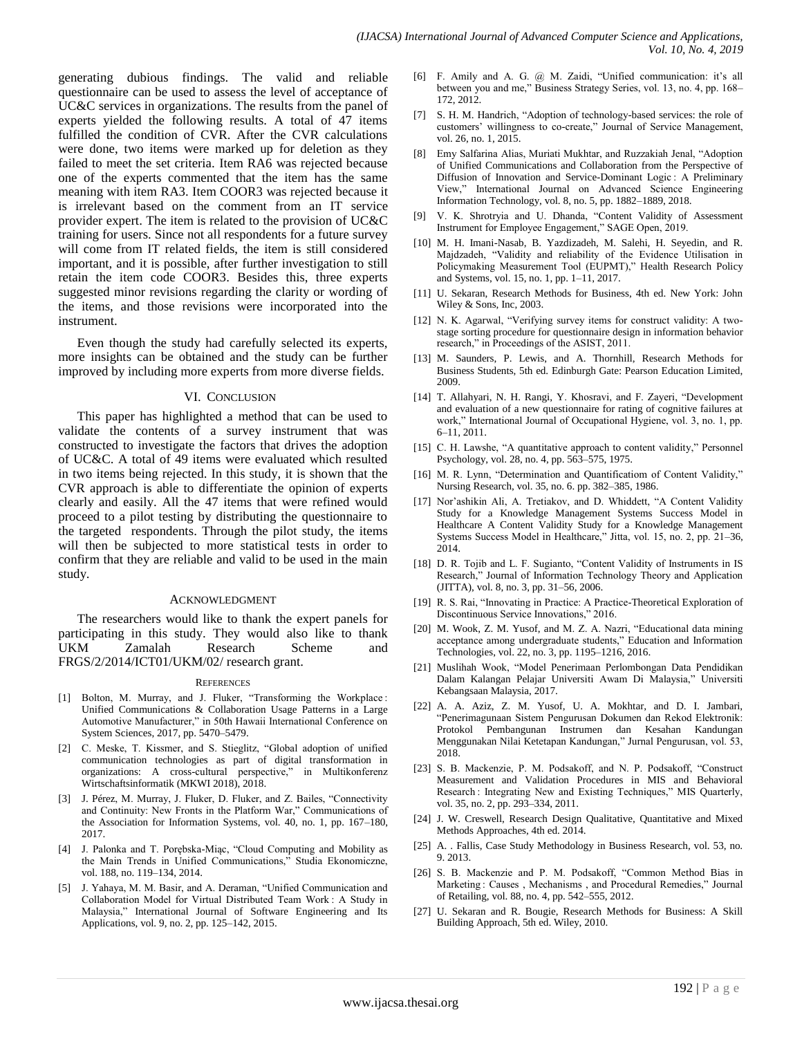generating dubious findings. The valid and reliable questionnaire can be used to assess the level of acceptance of UC&C services in organizations. The results from the panel of experts yielded the following results. A total of 47 items fulfilled the condition of CVR. After the CVR calculations were done, two items were marked up for deletion as they failed to meet the set criteria. Item RA6 was rejected because one of the experts commented that the item has the same meaning with item RA3. Item COOR3 was rejected because it is irrelevant based on the comment from an IT service provider expert. The item is related to the provision of UC&C training for users. Since not all respondents for a future survey will come from IT related fields, the item is still considered important, and it is possible, after further investigation to still retain the item code COOR3. Besides this, three experts suggested minor revisions regarding the clarity or wording of the items, and those revisions were incorporated into the instrument.

Even though the study had carefully selected its experts, more insights can be obtained and the study can be further improved by including more experts from more diverse fields.

## VI. Conclusion

This paper has highlighted a method that can be used to validate the contents of a survey instrument that was constructed to investigate the factors that drives the adoption of UC&C. A total of 49 items were evaluated which resulted in two items being rejected. In this study, it is shown that the CVR approach is able to differentiate the opinion of experts clearly and easily. All the 47 items that were refined would proceed to a pilot testing by distributing the questionnaire to the targeted respondents. Through the pilot study, the items will then be subjected to more statistical tests in order to confirm that they are reliable and valid to be used in the main study.

## Acknowledgment

The researchers would like to thank the expert panels for participating in this study. They would also like to thank UKM Zamalah Research Scheme and FRGS/2/2014/ICT01/UKM/02/ research grant.

## References

[1] Bolton, M. Murray, and J. Fluker, "Transforming the Workplace : Unified Communications & Collaboration Usage Patterns in a Large Automotive Manufacturer," in 50th Hawaii International Conference on System Sciences, 2017, pp. 5470–5479.

[2] C. Meske, T. Kissmer, and S. Stieglitz, "Global adoption of unified communication technologies as part of digital transformation in organizations: A cross-cultural perspective," in Multikonferenz Wirtschaftsinformatik (MKWI 2018), 2018.

[3] J. Pérez, M. Murray, J. Fluker, D. Fluker, and Z. Bailes, "Connectivity and Continuity: New Fronts in the Platform War," Communications of the Association for Information Systems, vol. 40, no. 1, pp. 167–180, 2017.

[4] J. Palonka and T. Porębska-Miąc, "Cloud Computing and Mobility as the Main Trends in Unified Communications," Studia Ekonomiczne, vol. 188, no. 119–134, 2014.

[5] J. Yahaya, M. M. Basir, and A. Deraman, "Unified Communication and Collaboration Model for Virtual Distributed Team Work : A Study in Malaysia," International Journal of Software Engineering and Its Applications, vol. 9, no. 2, pp. 125–142, 2015.

[6] F. Amily and A. G. @ M. Zaidi, "Unified communication: it's all between you and me," Business Strategy Series, vol. 13, no. 4, pp. 168–172, 2012.

[7] S. H. M. Handrich, "Adoption of technology-based services: the role of customers' willingness to co-create," Journal of Service Management, vol. 26, no. 1, 2015.

[8] Emy Salfarina Alias, Muriati Mukhtar, and Ruzzakiah Jenal, "Adoption of Unified Communications and Collaboration from the Perspective of Diffusion of Innovation and Service-Dominant Logic : A Preliminary View," International Journal on Advanced Science Engineering Information Technology, vol. 8, no. 5, pp. 1882–1889, 2018.

[9] V. K. Shrotryia and U. Dhanda, "Content Validity of Assessment Instrument for Employee Engagement," SAGE Open, 2019.

[10] M. H. Imani-Nasab, B. Yazdizadeh, M. Salehi, H. Seyedin, and R. Majdzadeh, "Validity and reliability of the Evidence Utilisation in Policymaking Measurement Tool (EUPMT)," Health Research Policy and Systems, vol. 15, no. 1, pp. 1–11, 2017.

[11] U. Sekaran, Research Methods for Business, 4th ed. New York: John Wiley & Sons, Inc, 2003.

[12] N. K. Agarwal, "Verifying survey items for construct validity: A two-stage sorting procedure for questionnaire design in information behavior research," in Proceedings of the ASIST, 2011.

[13] M. Saunders, P. Lewis, and A. Thornhill, Research Methods for Business Students, 5th ed. Edinburgh Gate: Pearson Education Limited, 2009.

[14] T. Allahyari, N. H. Rangi, Y. Khosravi, and F. Zayeri, "Development and evaluation of a new questionnaire for rating of cognitive failures at work," International Journal of Occupational Hygiene, vol. 3, no. 1, pp. 6–11, 2011.

[15] C. H. Lawshe, "A quantitative approach to content validity," Personnel Psychology, vol. 28, no. 4, pp. 563–575, 1975.

[16] M. R. Lynn, "Determination and Quantificatiom of Content Validity," Nursing Research, vol. 35, no. 6. pp. 382–385, 1986.

[17] Nor'ashikin Ali, A. Tretiakov, and D. Whiddett, "A Content Validity Study for a Knowledge Management Systems Success Model in Healthcare A Content Validity Study for a Knowledge Management Systems Success Model in Healthcare," Jitta, vol. 15, no. 2, pp. 21–36, 2014.

[18] D. R. Tojib and L. F. Sugianto, "Content Validity of Instruments in IS Research," Journal of Information Technology Theory and Application (JITTA), vol. 8, no. 3, pp. 31–56, 2006.

[19] R. S. Rai, "Innovating in Practice: A Practice-Theoretical Exploration of Discontinuous Service Innovations," 2016.

[20] M. Wook, Z. M. Yusof, and M. Z. A. Nazri, "Educational data mining acceptance among undergraduate students," Education and Information Technologies, vol. 22, no. 3, pp. 1195–1216, 2016.

[21] Muslihah Wook, "Model Penerimaan Perlombongan Data Pendidikan Dalam Kalangan Pelajar Universiti Awam Di Malaysia," Universiti Kebangsaan Malaysia, 2017.

[22] A. A. Aziz, Z. M. Yusof, U. A. Mokhtar, and D. I. Jambari, "Penerimagunaan Sistem Pengurusan Dokumen dan Rekod Elektronik: Protokol Pembangunan Instrumen dan Kesahan Kandungan Menggunakan Nilai Ketetapan Kandungan," Jurnal Pengurusan, vol. 53, 2018.

[23] S. B. Mackenzie, P. M. Podsakoff, and N. P. Podsakoff, "Construct Measurement and Validation Procedures in MIS and Behavioral Research : Integrating New and Existing Techniques," MIS Quarterly, vol. 35, no. 2, pp. 293–334, 2011.

[24] J. W. Creswell, Research Design Qualitative, Quantitative and Mixed Methods Approaches, 4th ed. 2014.

[25] A. . Fallis, Case Study Methodology in Business Research, vol. 53, no. 9. 2013.

[26] S. B. Mackenzie and P. M. Podsakoff, "Common Method Bias in Marketing : Causes , Mechanisms , and Procedural Remedies," Journal of Retailing, vol. 88, no. 4, pp. 542–555, 2012.

[27] U. Sekaran and R. Bougie, Research Methods for Business: A Skill Building Approach, 5th ed. Wiley, 2010.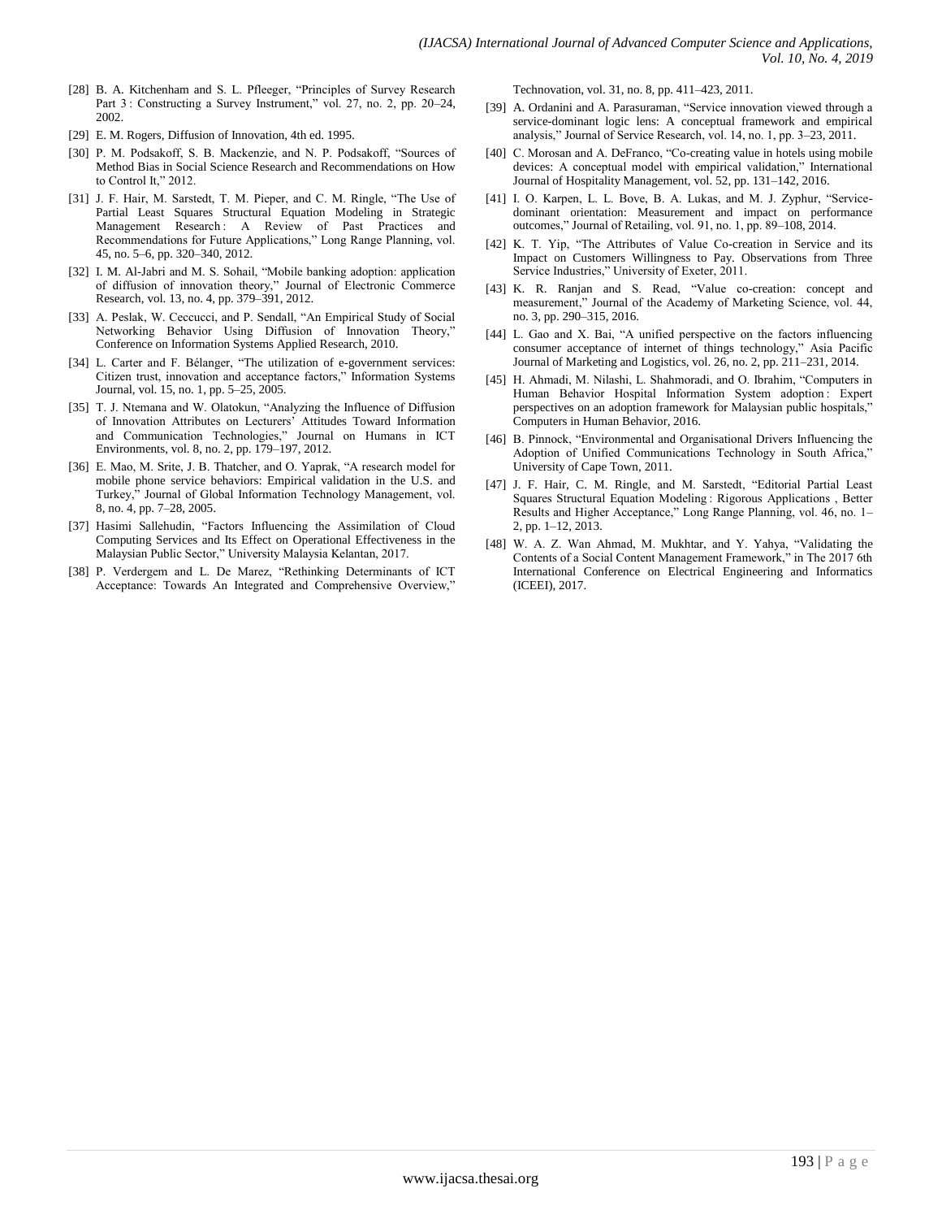[28] B. A. Kitchenham and S. L. Pfleeger, "Principles of Survey Research Part 3 : Constructing a Survey Instrument," vol. 27, no. 2, pp. 20–24, 2002.

[29] E. M. Rogers, Diffusion of Innovation, 4th ed. 1995.

[30] P. M. Podsakoff, S. B. Mackenzie, and N. P. Podsakoff, "Sources of Method Bias in Social Science Research and Recommendations on How to Control It," 2012.

[31] J. F. Hair, M. Sarstedt, T. M. Pieper, and C. M. Ringle, "The Use of Partial Least Squares Structural Equation Modeling in Strategic Management Research : A Review of Past Practices and Recommendations for Future Applications," Long Range Planning, vol. 45, no. 5–6, pp. 320–340, 2012.

[32] I. M. Al-Jabri and M. S. Sohail, "Mobile banking adoption: application of diffusion of innovation theory," Journal of Electronic Commerce Research, vol. 13, no. 4, pp. 379–391, 2012.

[33] A. Peslak, W. Ceccucci, and P. Sendall, "An Empirical Study of Social Networking Behavior Using Diffusion of Innovation Theory," Conference on Information Systems Applied Research, 2010.

[34] L. Carter and F. Bélanger, "The utilization of e-government services: Citizen trust, innovation and acceptance factors," Information Systems Journal, vol. 15, no. 1, pp. 5–25, 2005.

[35] T. J. Ntemana and W. Olatokun, "Analyzing the Influence of Diffusion of Innovation Attributes on Lecturers' Attitudes Toward Information and Communication Technologies," Journal on Humans in ICT Environments, vol. 8, no. 2, pp. 179–197, 2012.

[36] E. Mao, M. Srite, J. B. Thatcher, and O. Yaprak, "A research model for mobile phone service behaviors: Empirical validation in the U.S. and Turkey," Journal of Global Information Technology Management, vol. 8, no. 4, pp. 7–28, 2005.

[37] Hasimi Sallehudin, "Factors Influencing the Assimilation of Cloud Computing Services and Its Effect on Operational Effectiveness in the Malaysian Public Sector," University Malaysia Kelantan, 2017.

[38] P. Verdergem and L. De Marez, "Rethinking Determinants of ICT Acceptance: Towards An Integrated and Comprehensive Overview," Technovation, vol. 31, no. 8, pp. 411–423, 2011.

[39] A. Ordanini and A. Parasuraman, "Service innovation viewed through a service-dominant logic lens: A conceptual framework and empirical analysis," Journal of Service Research, vol. 14, no. 1, pp. 3–23, 2011.

[40] C. Morosan and A. DeFranco, "Co-creating value in hotels using mobile devices: A conceptual model with empirical validation," International Journal of Hospitality Management, vol. 52, pp. 131–142, 2016.

[41] I. O. Karpen, L. L. Bove, B. A. Lukas, and M. J. Zyphur, "Service-dominant orientation: Measurement and impact on performance outcomes," Journal of Retailing, vol. 91, no. 1, pp. 89–108, 2014.

[42] K. T. Yip, "The Attributes of Value Co-creation in Service and its Impact on Customers Willingness to Pay. Observations from Three Service Industries," University of Exeter, 2011.

[43] K. R. Ranjan and S. Read, "Value co-creation: concept and measurement," Journal of the Academy of Marketing Science, vol. 44, no. 3, pp. 290–315, 2016.

[44] L. Gao and X. Bai, "A unified perspective on the factors influencing consumer acceptance of internet of things technology," Asia Pacific Journal of Marketing and Logistics, vol. 26, no. 2, pp. 211–231, 2014.

[45] H. Ahmadi, M. Nilashi, L. Shahmoradi, and O. Ibrahim, "Computers in Human Behavior Hospital Information System adoption : Expert perspectives on an adoption framework for Malaysian public hospitals," Computers in Human Behavior, 2016.

[46] B. Pinnock, "Environmental and Organisational Drivers Influencing the Adoption of Unified Communications Technology in South Africa," University of Cape Town, 2011.

[47] J. F. Hair, C. M. Ringle, and M. Sarstedt, "Editorial Partial Least Squares Structural Equation Modeling : Rigorous Applications , Better Results and Higher Acceptance," Long Range Planning, vol. 46, no. 1–2, pp. 1–12, 2013.

[48] W. A. Z. Wan Ahmad, M. Mukhtar, and Y. Yahya, "Validating the Contents of a Social Content Management Framework," in The 2017 6th International Conference on Electrical Engineering and Informatics (ICEEI), 2017.